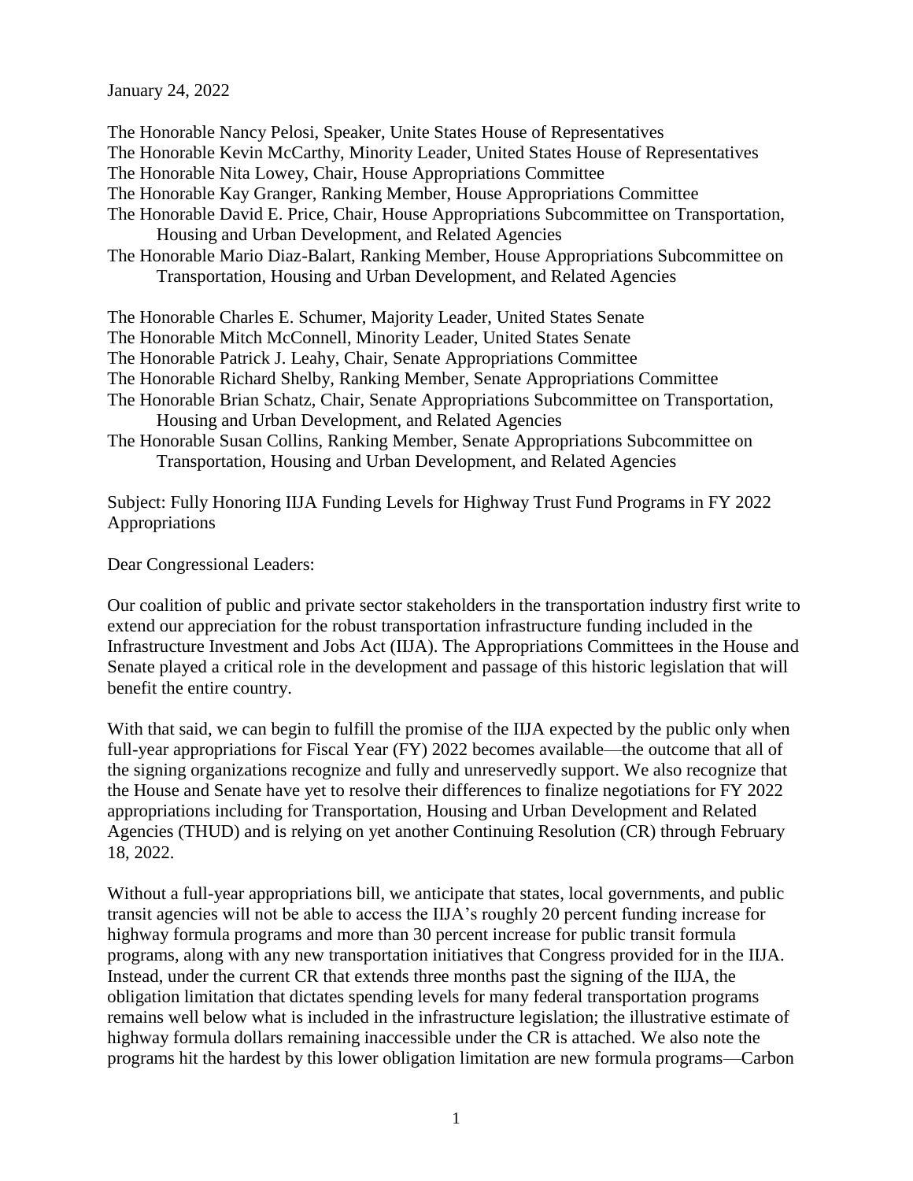January 24, 2022

The Honorable Nancy Pelosi, Speaker, Unite States House of Representatives
The Honorable Kevin McCarthy, Minority Leader, United States House of Representatives
The Honorable Nita Lowey, Chair, House Appropriations Committee
The Honorable Kay Granger, Ranking Member, House Appropriations Committee
The Honorable David E. Price, Chair, House Appropriations Subcommittee on Transportation, Housing and Urban Development, and Related Agencies
The Honorable Mario Diaz-Balart, Ranking Member, House Appropriations Subcommittee on Transportation, Housing and Urban Development, and Related Agencies

The Honorable Charles E. Schumer, Majority Leader, United States Senate
The Honorable Mitch McConnell, Minority Leader, United States Senate
The Honorable Patrick J. Leahy, Chair, Senate Appropriations Committee
The Honorable Richard Shelby, Ranking Member, Senate Appropriations Committee
The Honorable Brian Schatz, Chair, Senate Appropriations Subcommittee on Transportation, Housing and Urban Development, and Related Agencies
The Honorable Susan Collins, Ranking Member, Senate Appropriations Subcommittee on Transportation, Housing and Urban Development, and Related Agencies

Subject: Fully Honoring IIJA Funding Levels for Highway Trust Fund Programs in FY 2022 Appropriations

Dear Congressional Leaders:

Our coalition of public and private sector stakeholders in the transportation industry first write to extend our appreciation for the robust transportation infrastructure funding included in the Infrastructure Investment and Jobs Act (IIJA). The Appropriations Committees in the House and Senate played a critical role in the development and passage of this historic legislation that will benefit the entire country.

With that said, we can begin to fulfill the promise of the IIJA expected by the public only when full-year appropriations for Fiscal Year (FY) 2022 becomes available—the outcome that all of the signing organizations recognize and fully and unreservedly support. We also recognize that the House and Senate have yet to resolve their differences to finalize negotiations for FY 2022 appropriations including for Transportation, Housing and Urban Development and Related Agencies (THUD) and is relying on yet another Continuing Resolution (CR) through February 18, 2022.

Without a full-year appropriations bill, we anticipate that states, local governments, and public transit agencies will not be able to access the IIJA's roughly 20 percent funding increase for highway formula programs and more than 30 percent increase for public transit formula programs, along with any new transportation initiatives that Congress provided for in the IIJA. Instead, under the current CR that extends three months past the signing of the IIJA, the obligation limitation that dictates spending levels for many federal transportation programs remains well below what is included in the infrastructure legislation; the illustrative estimate of highway formula dollars remaining inaccessible under the CR is attached. We also note the programs hit the hardest by this lower obligation limitation are new formula programs—Carbon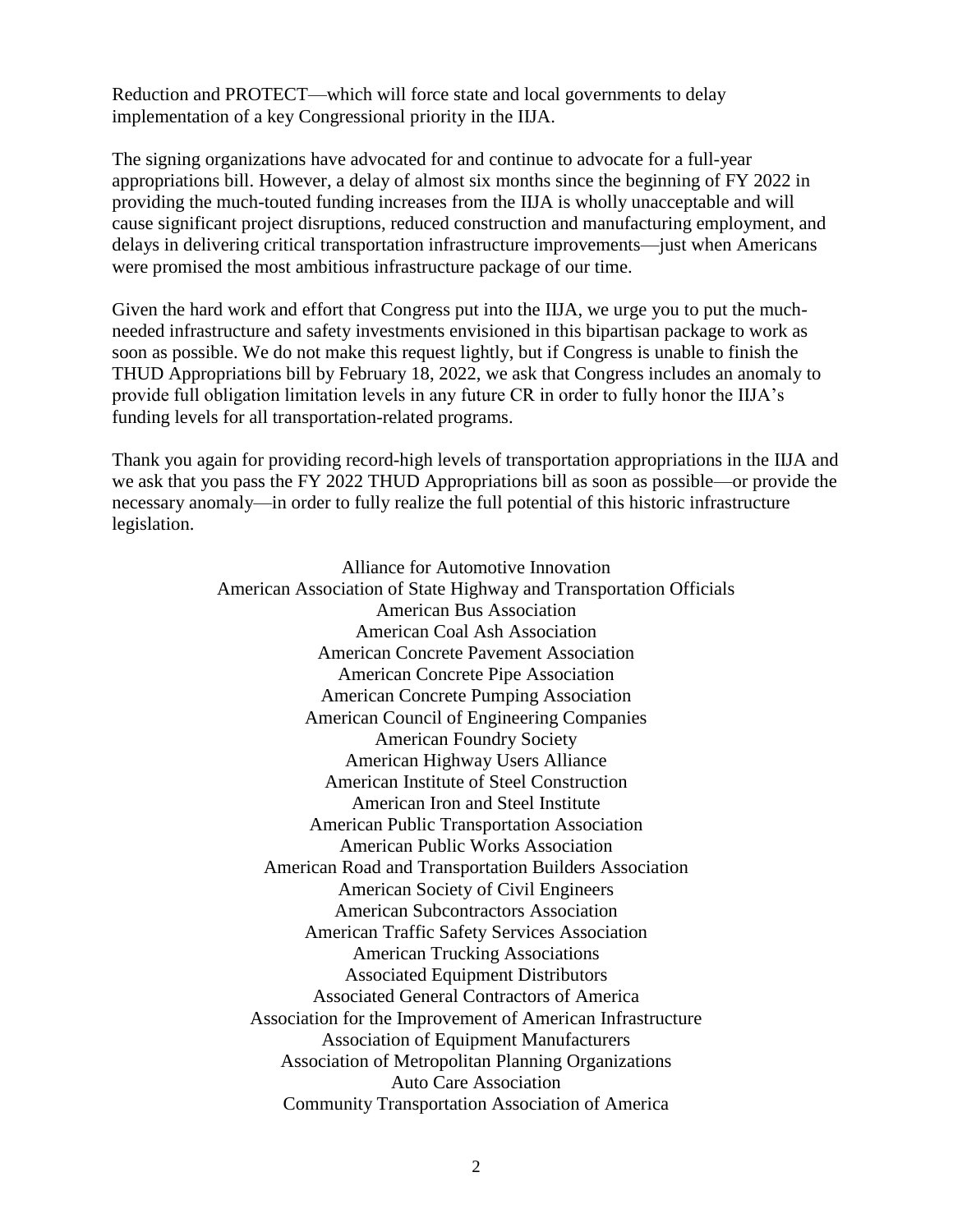Reduction and PROTECT—which will force state and local governments to delay implementation of a key Congressional priority in the IIJA.

The signing organizations have advocated for and continue to advocate for a full-year appropriations bill. However, a delay of almost six months since the beginning of FY 2022 in providing the much-touted funding increases from the IIJA is wholly unacceptable and will cause significant project disruptions, reduced construction and manufacturing employment, and delays in delivering critical transportation infrastructure improvements—just when Americans were promised the most ambitious infrastructure package of our time.

Given the hard work and effort that Congress put into the IIJA, we urge you to put the much-needed infrastructure and safety investments envisioned in this bipartisan package to work as soon as possible. We do not make this request lightly, but if Congress is unable to finish the THUD Appropriations bill by February 18, 2022, we ask that Congress includes an anomaly to provide full obligation limitation levels in any future CR in order to fully honor the IIJA's funding levels for all transportation-related programs.

Thank you again for providing record-high levels of transportation appropriations in the IIJA and we ask that you pass the FY 2022 THUD Appropriations bill as soon as possible—or provide the necessary anomaly—in order to fully realize the full potential of this historic infrastructure legislation.

Alliance for Automotive Innovation
American Association of State Highway and Transportation Officials
American Bus Association
American Coal Ash Association
American Concrete Pavement Association
American Concrete Pipe Association
American Concrete Pumping Association
American Council of Engineering Companies
American Foundry Society
American Highway Users Alliance
American Institute of Steel Construction
American Iron and Steel Institute
American Public Transportation Association
American Public Works Association
American Road and Transportation Builders Association
American Society of Civil Engineers
American Subcontractors Association
American Traffic Safety Services Association
American Trucking Associations
Associated Equipment Distributors
Associated General Contractors of America
Association for the Improvement of American Infrastructure
Association of Equipment Manufacturers
Association of Metropolitan Planning Organizations
Auto Care Association
Community Transportation Association of America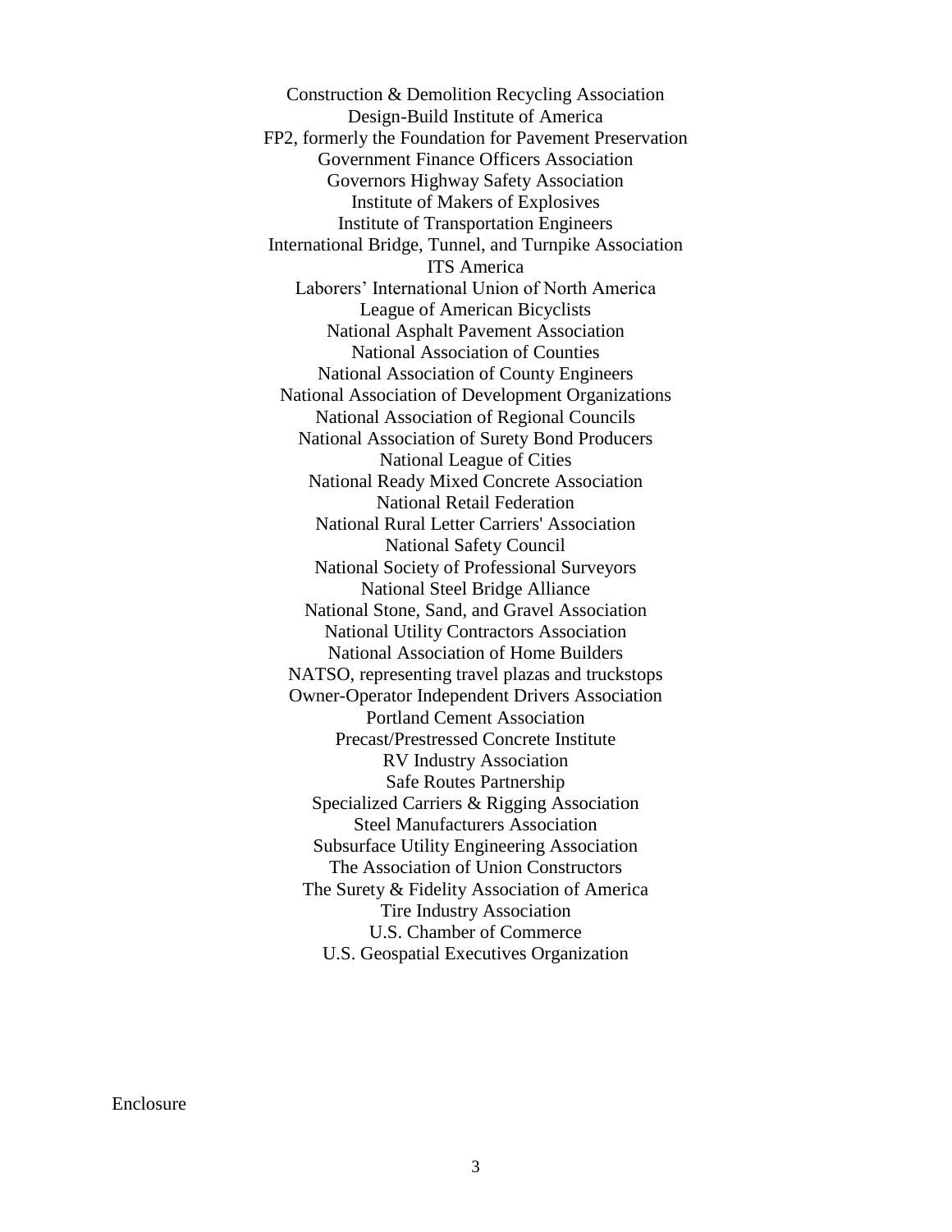Construction & Demolition Recycling Association
Design-Build Institute of America
FP2, formerly the Foundation for Pavement Preservation
Government Finance Officers Association
Governors Highway Safety Association
Institute of Makers of Explosives
Institute of Transportation Engineers
International Bridge, Tunnel, and Turnpike Association
ITS America
Laborers' International Union of North America
League of American Bicyclists
National Asphalt Pavement Association
National Association of Counties
National Association of County Engineers
National Association of Development Organizations
National Association of Regional Councils
National Association of Surety Bond Producers
National League of Cities
National Ready Mixed Concrete Association
National Retail Federation
National Rural Letter Carriers' Association
National Safety Council
National Society of Professional Surveyors
National Steel Bridge Alliance
National Stone, Sand, and Gravel Association
National Utility Contractors Association
National Association of Home Builders
NATSO, representing travel plazas and truckstops
Owner-Operator Independent Drivers Association
Portland Cement Association
Precast/Prestressed Concrete Institute
RV Industry Association
Safe Routes Partnership
Specialized Carriers & Rigging Association
Steel Manufacturers Association
Subsurface Utility Engineering Association
The Association of Union Constructors
The Surety & Fidelity Association of America
Tire Industry Association
U.S. Chamber of Commerce
U.S. Geospatial Executives Organization

Enclosure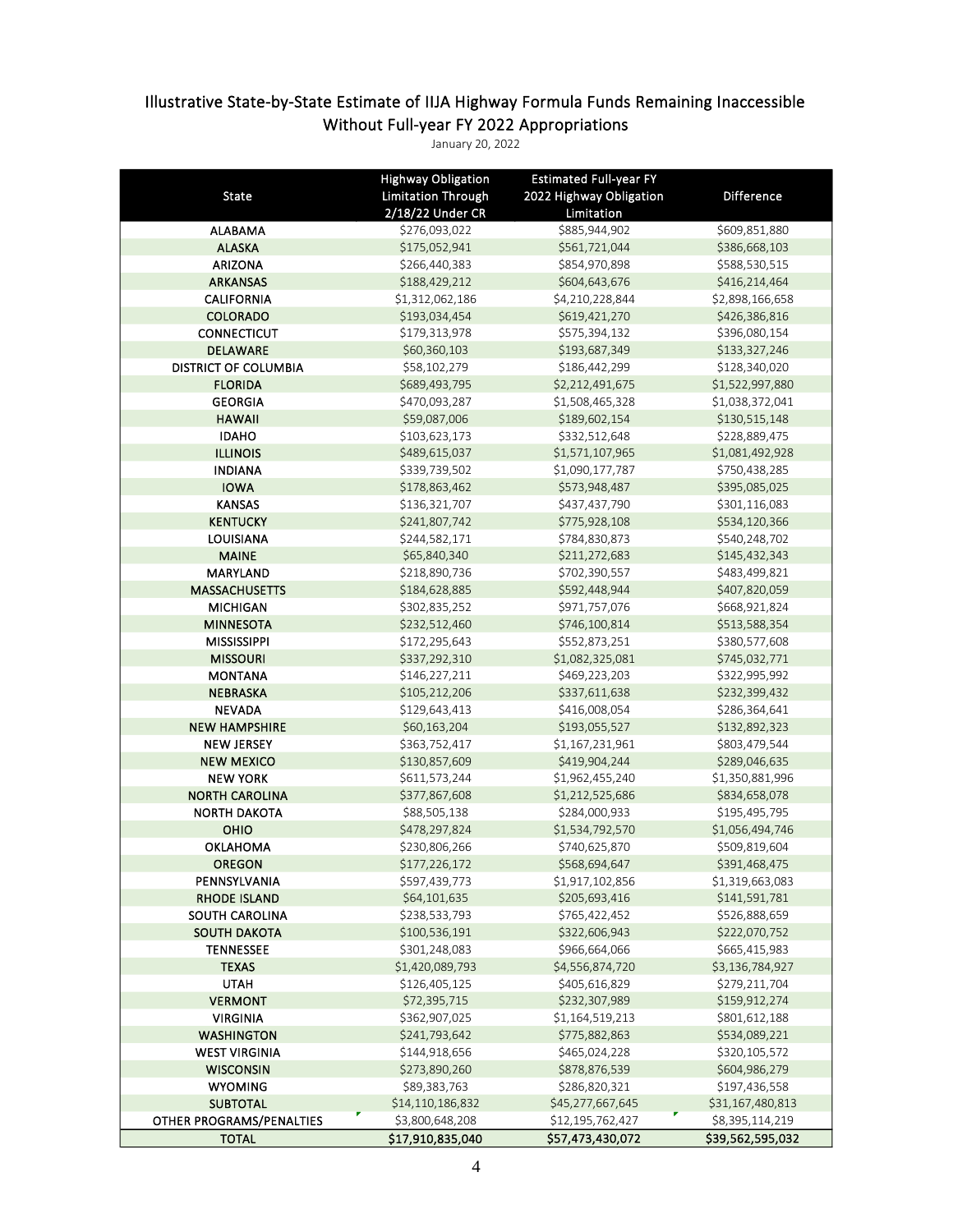## Illustrative State-by-State Estimate of IIJA Highway Formula Funds Remaining Inaccessible Without Full-year FY 2022 Appropriations

January 20, 2022

| State | Highway Obligation Limitation Through 2/18/22 Under CR | Estimated Full-year FY 2022 Highway Obligation Limitation | Difference |
|---|---|---|---|
| ALABAMA | $276,093,022 | $885,944,902 | $609,851,880 |
| ALASKA | $175,052,941 | $561,721,044 | $386,668,103 |
| ARIZONA | $266,440,383 | $854,970,898 | $588,530,515 |
| ARKANSAS | $188,429,212 | $604,643,676 | $416,214,464 |
| CALIFORNIA | $1,312,062,186 | $4,210,228,844 | $2,898,166,658 |
| COLORADO | $193,034,454 | $619,421,270 | $426,386,816 |
| CONNECTICUT | $179,313,978 | $575,394,132 | $396,080,154 |
| DELAWARE | $60,360,103 | $193,687,349 | $133,327,246 |
| DISTRICT OF COLUMBIA | $58,102,279 | $186,442,299 | $128,340,020 |
| FLORIDA | $689,493,795 | $2,212,491,675 | $1,522,997,880 |
| GEORGIA | $470,093,287 | $1,508,465,328 | $1,038,372,041 |
| HAWAII | $59,087,006 | $189,602,154 | $130,515,148 |
| IDAHO | $103,623,173 | $332,512,648 | $228,889,475 |
| ILLINOIS | $489,615,037 | $1,571,107,965 | $1,081,492,928 |
| INDIANA | $339,739,502 | $1,090,177,787 | $750,438,285 |
| IOWA | $178,863,462 | $573,948,487 | $395,085,025 |
| KANSAS | $136,321,707 | $437,437,790 | $301,116,083 |
| KENTUCKY | $241,807,742 | $775,928,108 | $534,120,366 |
| LOUISIANA | $244,582,171 | $784,830,873 | $540,248,702 |
| MAINE | $65,840,340 | $211,272,683 | $145,432,343 |
| MARYLAND | $218,890,736 | $702,390,557 | $483,499,821 |
| MASSACHUSETTS | $184,628,885 | $592,448,944 | $407,820,059 |
| MICHIGAN | $302,835,252 | $971,757,076 | $668,921,824 |
| MINNESOTA | $232,512,460 | $746,100,814 | $513,588,354 |
| MISSISSIPPI | $172,295,643 | $552,873,251 | $380,577,608 |
| MISSOURI | $337,292,310 | $1,082,325,081 | $745,032,771 |
| MONTANA | $146,227,211 | $469,223,203 | $322,995,992 |
| NEBRASKA | $105,212,206 | $337,611,638 | $232,399,432 |
| NEVADA | $129,643,413 | $416,008,054 | $286,364,641 |
| NEW HAMPSHIRE | $60,163,204 | $193,055,527 | $132,892,323 |
| NEW JERSEY | $363,752,417 | $1,167,231,961 | $803,479,544 |
| NEW MEXICO | $130,857,609 | $419,904,244 | $289,046,635 |
| NEW YORK | $611,573,244 | $1,962,455,240 | $1,350,881,996 |
| NORTH CAROLINA | $377,867,608 | $1,212,525,686 | $834,658,078 |
| NORTH DAKOTA | $88,505,138 | $284,000,933 | $195,495,795 |
| OHIO | $478,297,824 | $1,534,792,570 | $1,056,494,746 |
| OKLAHOMA | $230,806,266 | $740,625,870 | $509,819,604 |
| OREGON | $177,226,172 | $568,694,647 | $391,468,475 |
| PENNSYLVANIA | $597,439,773 | $1,917,102,856 | $1,319,663,083 |
| RHODE ISLAND | $64,101,635 | $205,693,416 | $141,591,781 |
| SOUTH CAROLINA | $238,533,793 | $765,422,452 | $526,888,659 |
| SOUTH DAKOTA | $100,536,191 | $322,606,943 | $222,070,752 |
| TENNESSEE | $301,248,083 | $966,664,066 | $665,415,983 |
| TEXAS | $1,420,089,793 | $4,556,874,720 | $3,136,784,927 |
| UTAH | $126,405,125 | $405,616,829 | $279,211,704 |
| VERMONT | $72,395,715 | $232,307,989 | $159,912,274 |
| VIRGINIA | $362,907,025 | $1,164,519,213 | $801,612,188 |
| WASHINGTON | $241,793,642 | $775,882,863 | $534,089,221 |
| WEST VIRGINIA | $144,918,656 | $465,024,228 | $320,105,572 |
| WISCONSIN | $273,890,260 | $878,876,539 | $604,986,279 |
| WYOMING | $89,383,763 | $286,820,321 | $197,436,558 |
| SUBTOTAL | $14,110,186,832 | $45,277,667,645 | $31,167,480,813 |
| OTHER PROGRAMS/PENALTIES | $3,800,648,208 | $12,195,762,427 | $8,395,114,219 |
| **TOTAL** | **$17,910,835,040** | **$57,473,430,072** | **$39,562,595,032** |